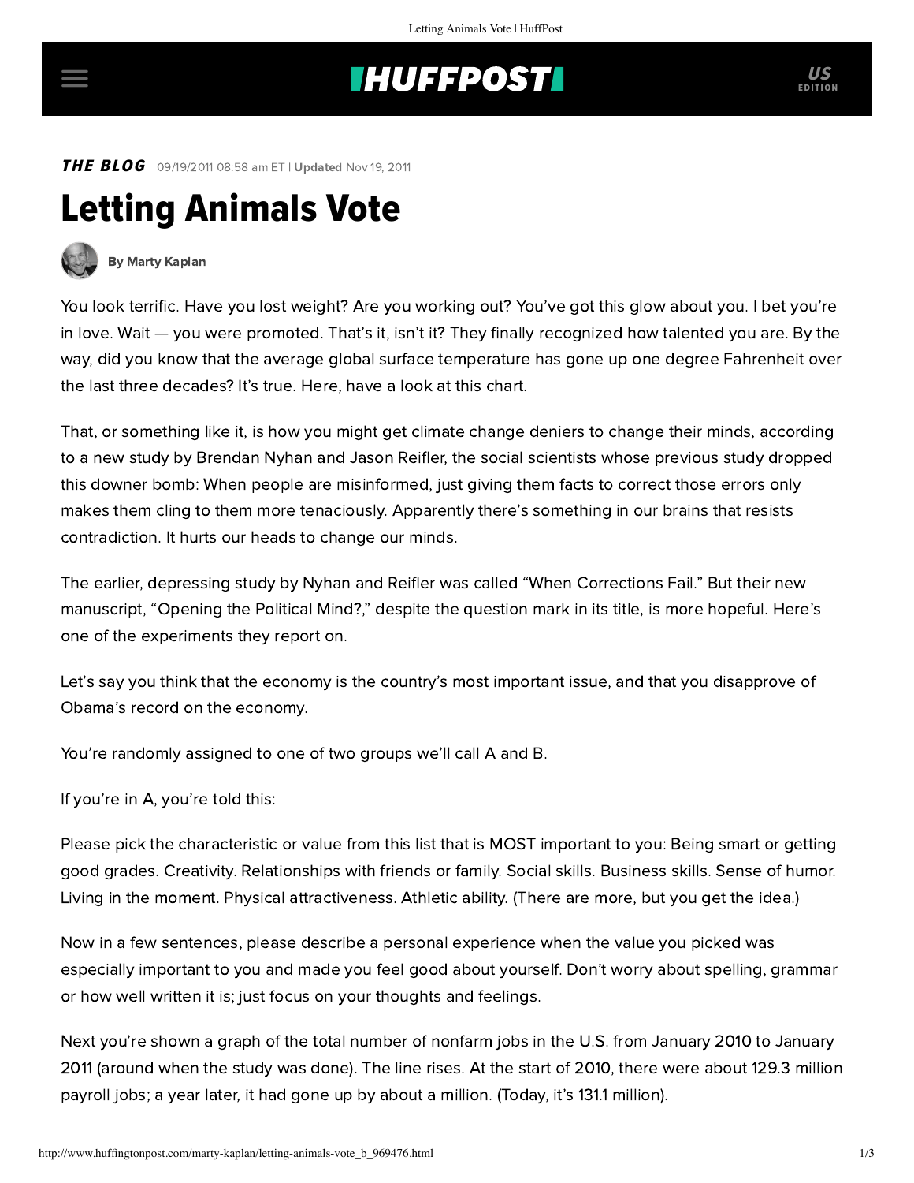**THE BLOG** 09/19/2011 08:58 am ET | **Updated** Nov 19, 2011

# Letting Animals Vote

By Marty Kaplan

You look terrific. Have you lost weight? Are you working out? You've got this glow about you. I bet you're in love. Wait — you were promoted. That's it, isn't it? They finally recognized how talented you are. By the way, did you know that the average global surface temperature has gone up one degree Fahrenheit over the last three decades? It's true. Here, have a look at this chart.

That, or something like it, is how you might get climate change deniers to change their minds, according to a new study by Brendan Nyhan and Jason Reifler, the social scientists whose previous study dropped this downer bomb: When people are misinformed, just giving them facts to correct those errors only makes them cling to them more tenaciously. Apparently there's something in our brains that resists contradiction. It hurts our heads to change our minds.

The earlier, depressing study by Nyhan and Reifler was called "When Corrections Fail." But their new manuscript, "Opening the Political Mind?," despite the question mark in its title, is more hopeful. Here's one of the experiments they report on.

Let's say you think that the economy is the country's most important issue, and that you disapprove of Obama's record on the economy.

You're randomly assigned to one of two groups we'll call A and B.

If you're in A, you're told this:

Please pick the characteristic or value from this list that is MOST important to you: Being smart or getting good grades. Creativity. Relationships with friends or family. Social skills. Business skills. Sense of humor. Living in the moment. Physical attractiveness. Athletic ability. (There are more, but you get the idea.)

Now in a few sentences, please describe a personal experience when the value you picked was especially important to you and made you feel good about yourself. Don't worry about spelling, grammar or how well written it is; just focus on your thoughts and feelings.

Next you're shown a graph of the total number of nonfarm jobs in the U.S. from January 2010 to January 2011 (around when the study was done). The line rises. At the start of 2010, there were about 129.3 million payroll jobs; a year later, it had gone up by about a million. (Today, it's 131.1 million).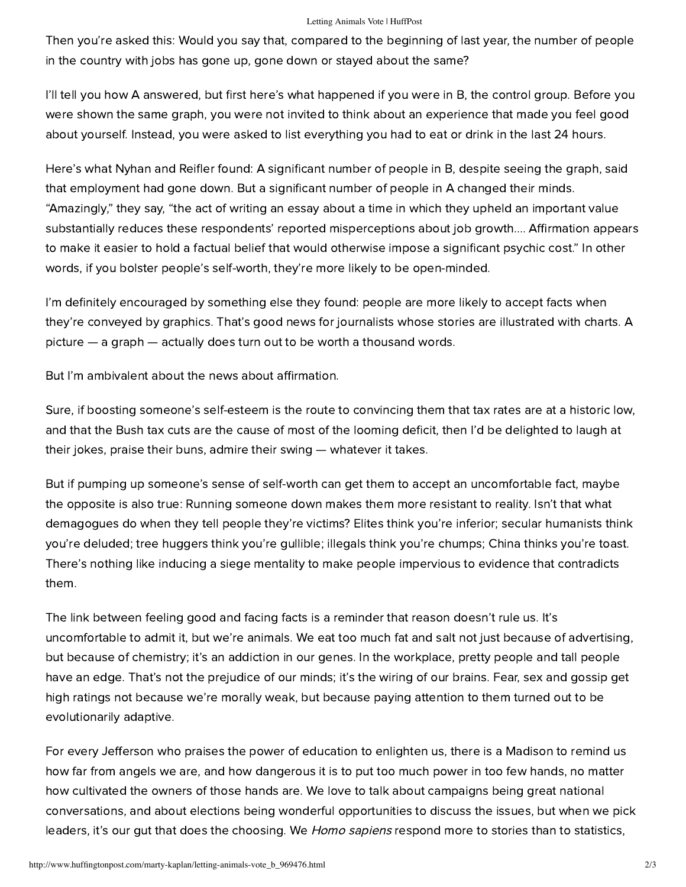Then you're asked this: Would you say that, compared to the beginning of last year, the number of people in the country with jobs has gone up, gone down or stayed about the same?

I'll tell you how A answered, but first here's what happened if you were in B, the control group. Before you were shown the same graph, you were not invited to think about an experience that made you feel good about yourself. Instead, you were asked to list everything you had to eat or drink in the last 24 hours.

Here's what Nyhan and Reifler found: A significant number of people in B, despite seeing the graph, said that employment had gone down. But a significant number of people in A changed their minds. "Amazingly," they say, "the act of writing an essay about a time in which they upheld an important value substantially reduces these respondents' reported misperceptions about job growth.... Affirmation appears to make it easier to hold a factual belief that would otherwise impose a significant psychic cost." In other words, if you bolster people's self-worth, they're more likely to be open-minded.

I'm definitely encouraged by something else they found: people are more likely to accept facts when they're conveyed by graphics. That's good news for journalists whose stories are illustrated with charts. A picture — a graph — actually does turn out to be worth a thousand words.

But I'm ambivalent about the news about affirmation.

Sure, if boosting someone's self-esteem is the route to convincing them that tax rates are at a historic low, and that the Bush tax cuts are the cause of most of the looming deficit, then I'd be delighted to laugh at their jokes, praise their buns, admire their swing — whatever it takes.

But if pumping up someone's sense of self-worth can get them to accept an uncomfortable fact, maybe the opposite is also true: Running someone down makes them more resistant to reality. Isn't that what demagogues do when they tell people they're victims? Elites think you're inferior; secular humanists think you're deluded; tree huggers think you're gullible; illegals think you're chumps; China thinks you're toast. There's nothing like inducing a siege mentality to make people impervious to evidence that contradicts them.

The link between feeling good and facing facts is a reminder that reason doesn't rule us. It's uncomfortable to admit it, but we're animals. We eat too much fat and salt not just because of advertising, but because of chemistry; it's an addiction in our genes. In the workplace, pretty people and tall people have an edge. That's not the prejudice of our minds; it's the wiring of our brains. Fear, sex and gossip get high ratings not because we're morally weak, but because paying attention to them turned out to be evolutionarily adaptive.

For every Jefferson who praises the power of education to enlighten us, there is a Madison to remind us how far from angels we are, and how dangerous it is to put too much power in too few hands, no matter how cultivated the owners of those hands are. We love to talk about campaigns being great national conversations, and about elections being wonderful opportunities to discuss the issues, but when we pick leaders, it's our gut that does the choosing. We *Homo sapiens* respond more to stories than to statistics,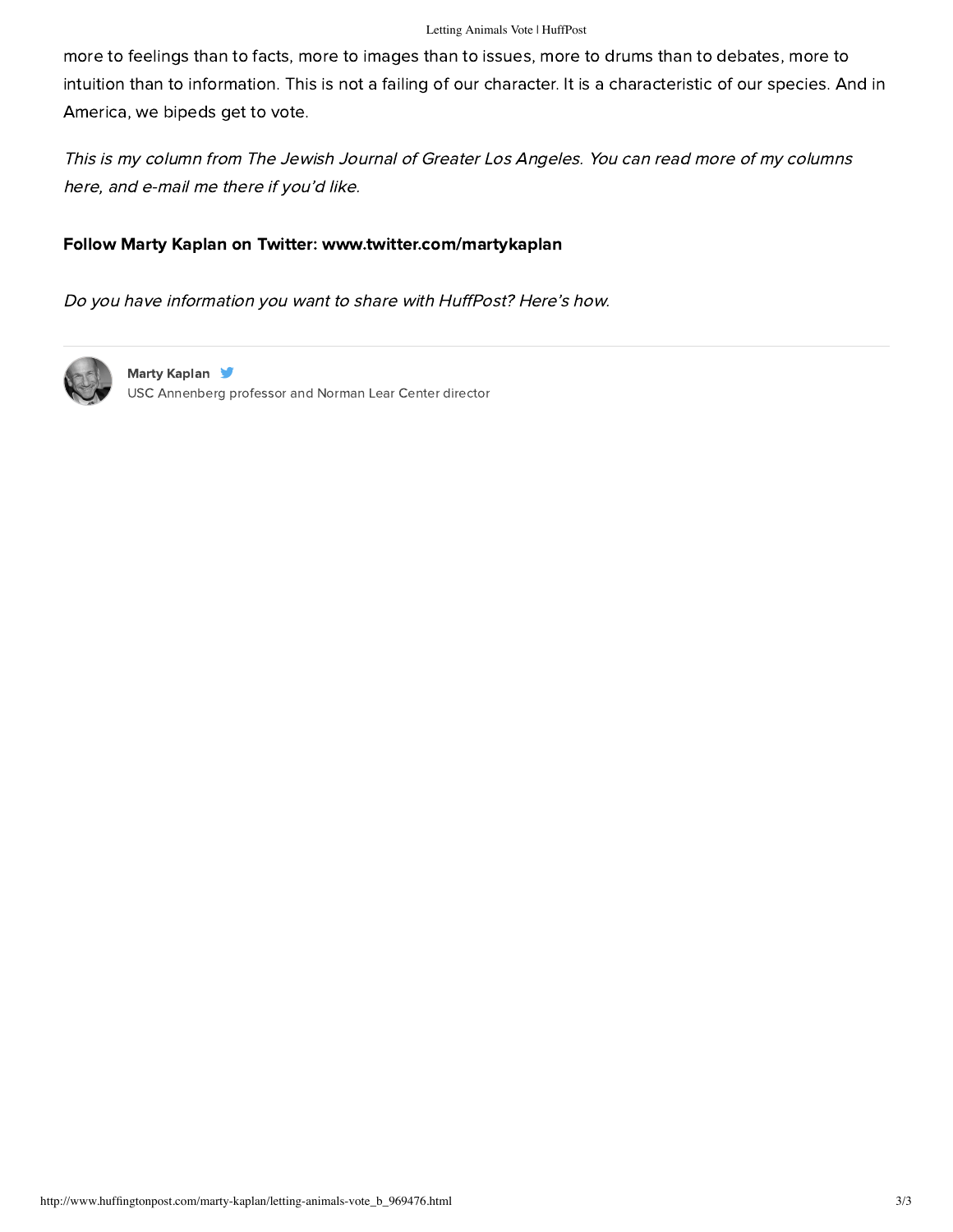more to feelings than to facts, more to images than to issues, more to drums than to debates, more to intuition than to information. This is not a failing of our character. It is a characteristic of our species. And in America, we bipeds get to vote.

*This is my column from The Jewish Journal of Greater Los Angeles. You can read more of my columns here, and e-mail me there if you'd like.*

**Follow Marty Kaplan on Twitter: www.twitter.com/martykaplan**

*Do you have information you want to share with HuffPost? Here's how.*

---

**Marty Kaplan**
USC Annenberg professor and Norman Lear Center director